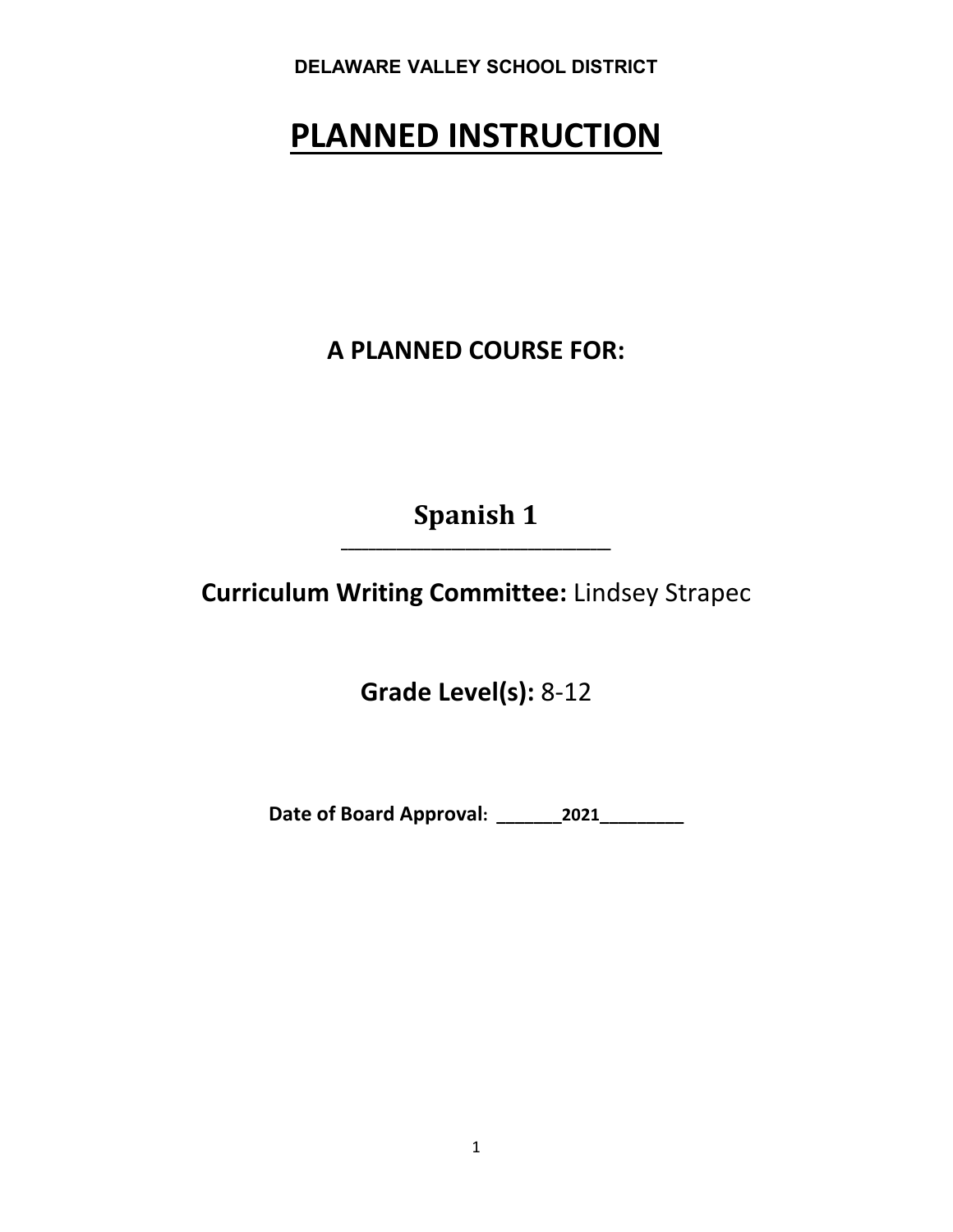DELAWARE VALLEY SCHOOL DISTRICT

# PLANNED INSTRUCTION

## A PLANNED COURSE FOR:

## Spanish 1

**Curriculum Writing Committee:** Lindsey Strapec

**Grade Level(s):** 8-12

**Date of Board Approval: _______2021_________**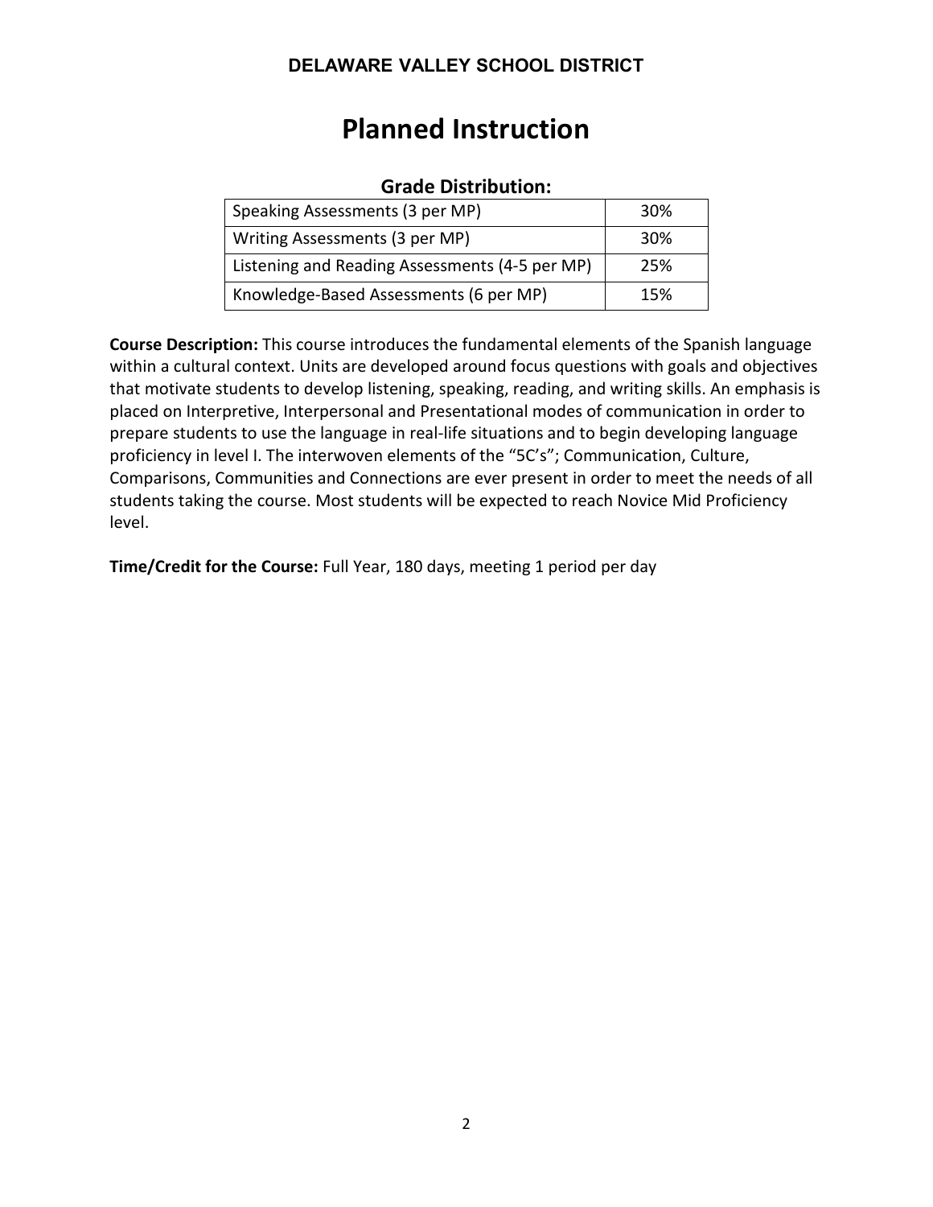**DELAWARE VALLEY SCHOOL DISTRICT**

# Planned Instruction

## Grade Distribution:

| Speaking Assessments (3 per MP) | 30% |
|---|---|
| Writing Assessments (3 per MP) | 30% |
| Listening and Reading Assessments (4-5 per MP) | 25% |
| Knowledge-Based Assessments (6 per MP) | 15% |

**Course Description:** This course introduces the fundamental elements of the Spanish language within a cultural context. Units are developed around focus questions with goals and objectives that motivate students to develop listening, speaking, reading, and writing skills. An emphasis is placed on Interpretive, Interpersonal and Presentational modes of communication in order to prepare students to use the language in real-life situations and to begin developing language proficiency in level I. The interwoven elements of the "5C's"; Communication, Culture, Comparisons, Communities and Connections are ever present in order to meet the needs of all students taking the course. Most students will be expected to reach Novice Mid Proficiency level.

**Time/Credit for the Course:** Full Year, 180 days, meeting 1 period per day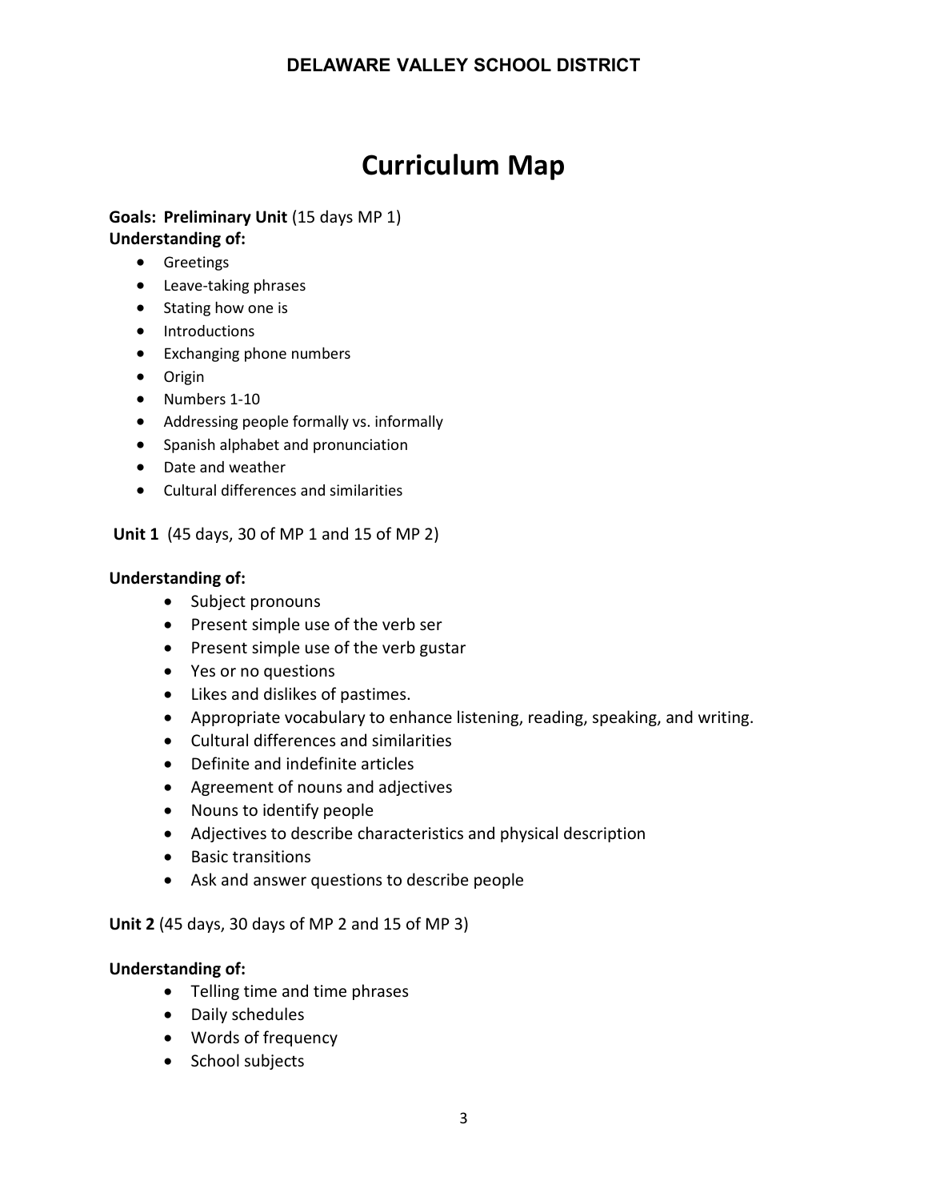# Curriculum Map

**Goals: Preliminary Unit** (15 days MP 1)
**Understanding of:**

- Greetings
- Leave-taking phrases
- Stating how one is
- Introductions
- Exchanging phone numbers
- Origin
- Numbers 1-10
- Addressing people formally vs. informally
- Spanish alphabet and pronunciation
- Date and weather
- Cultural differences and similarities

**Unit 1** (45 days, 30 of MP 1 and 15 of MP 2)

**Understanding of:**

- Subject pronouns
- Present simple use of the verb ser
- Present simple use of the verb gustar
- Yes or no questions
- Likes and dislikes of pastimes.
- Appropriate vocabulary to enhance listening, reading, speaking, and writing.
- Cultural differences and similarities
- Definite and indefinite articles
- Agreement of nouns and adjectives
- Nouns to identify people
- Adjectives to describe characteristics and physical description
- Basic transitions
- Ask and answer questions to describe people

**Unit 2** (45 days, 30 days of MP 2 and 15 of MP 3)

**Understanding of:**

- Telling time and time phrases
- Daily schedules
- Words of frequency
- School subjects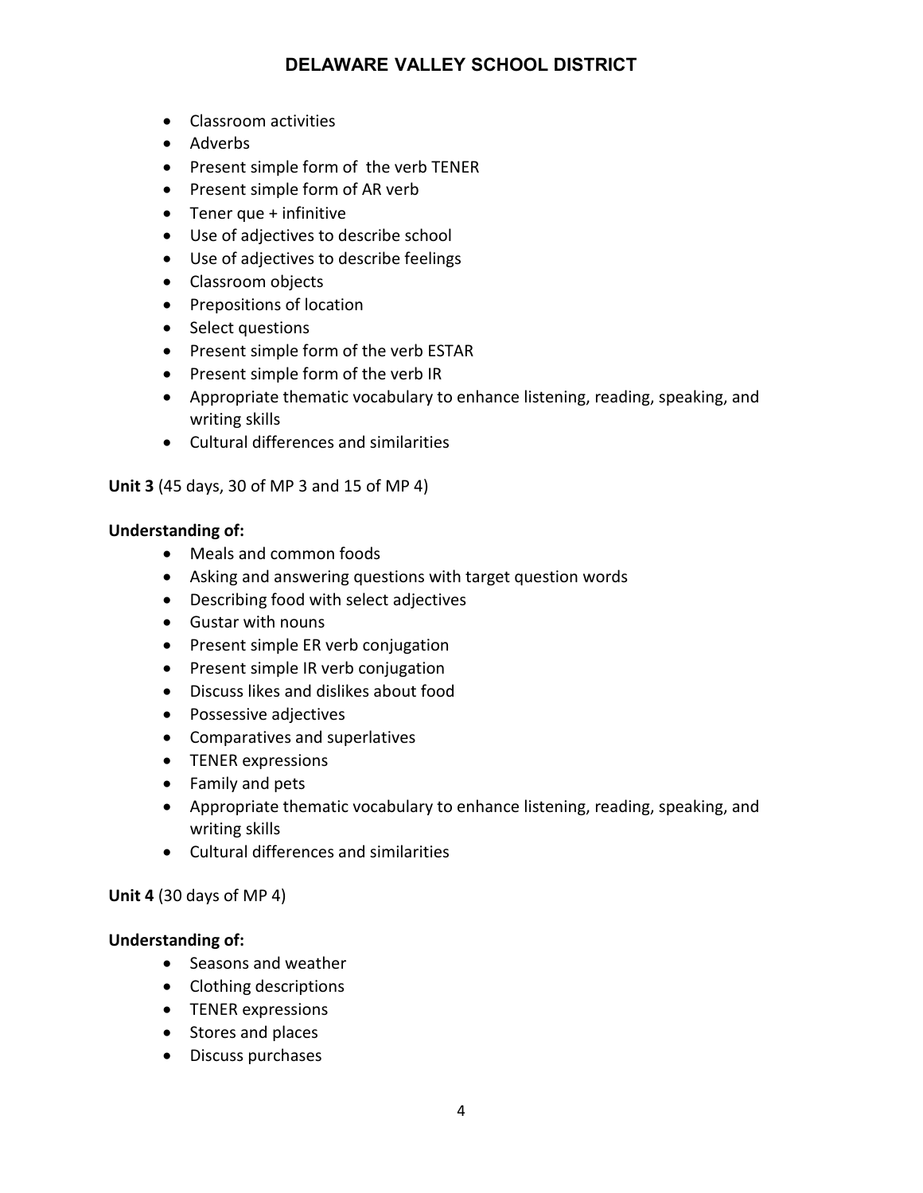- Classroom activities
- Adverbs
- Present simple form of  the verb TENER
- Present simple form of AR verb
- Tener que + infinitive
- Use of adjectives to describe school
- Use of adjectives to describe feelings
- Classroom objects
- Prepositions of location
- Select questions
- Present simple form of the verb ESTAR
- Present simple form of the verb IR
- Appropriate thematic vocabulary to enhance listening, reading, speaking, and writing skills
- Cultural differences and similarities

**Unit 3** (45 days, 30 of MP 3 and 15 of MP 4)

**Understanding of:**

- Meals and common foods
- Asking and answering questions with target question words
- Describing food with select adjectives
- Gustar with nouns
- Present simple ER verb conjugation
- Present simple IR verb conjugation
- Discuss likes and dislikes about food
- Possessive adjectives
- Comparatives and superlatives
- TENER expressions
- Family and pets
- Appropriate thematic vocabulary to enhance listening, reading, speaking, and writing skills
- Cultural differences and similarities

**Unit 4** (30 days of MP 4)

**Understanding of:**

- Seasons and weather
- Clothing descriptions
- TENER expressions
- Stores and places
- Discuss purchases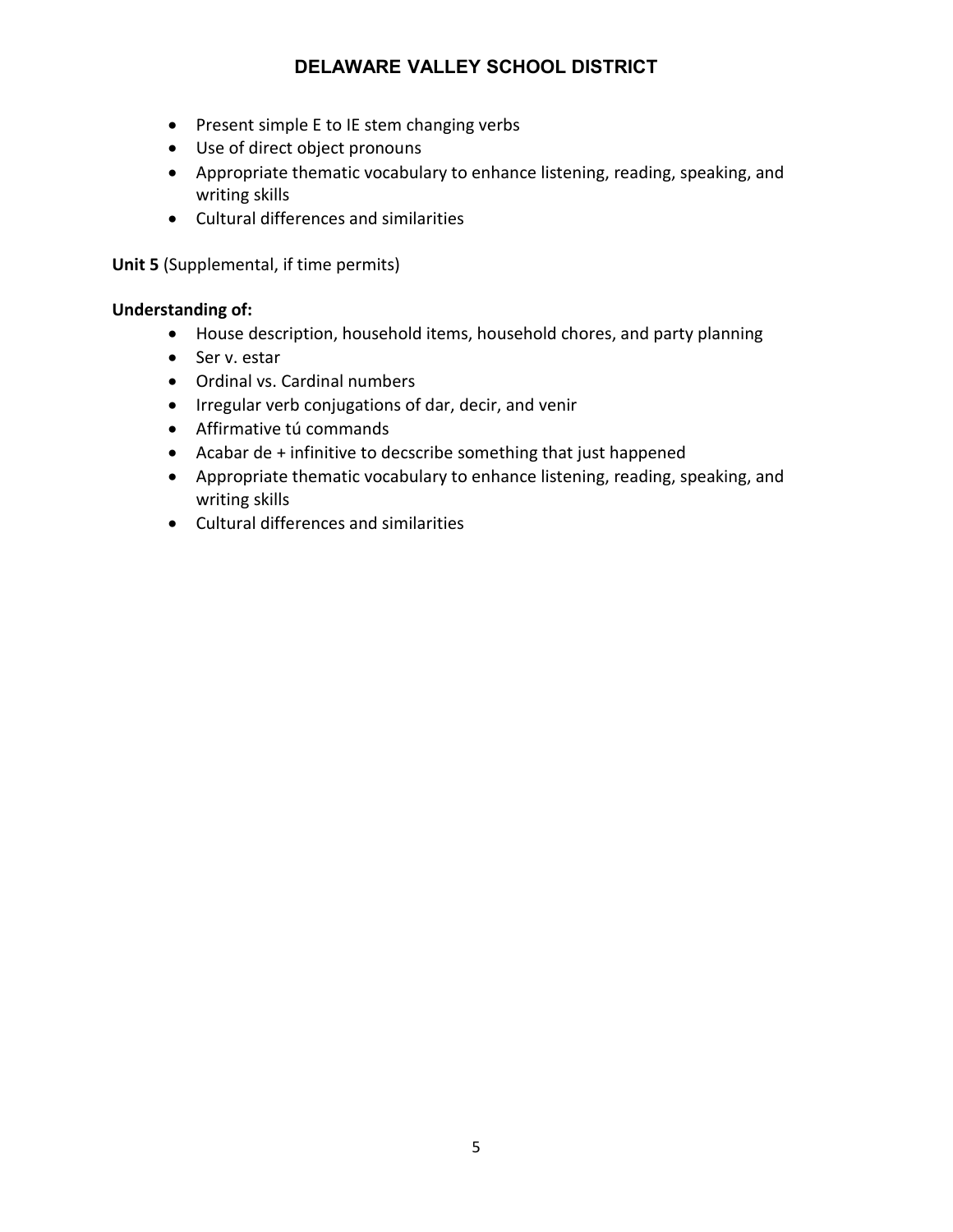- Present simple E to IE stem changing verbs
- Use of direct object pronouns
- Appropriate thematic vocabulary to enhance listening, reading, speaking, and writing skills
- Cultural differences and similarities

**Unit 5** (Supplemental, if time permits)

**Understanding of:**

- House description, household items, household chores, and party planning
- Ser v. estar
- Ordinal vs. Cardinal numbers
- Irregular verb conjugations of dar, decir, and venir
- Affirmative tú commands
- Acabar de + infinitive to decscribe something that just happened
- Appropriate thematic vocabulary to enhance listening, reading, speaking, and writing skills
- Cultural differences and similarities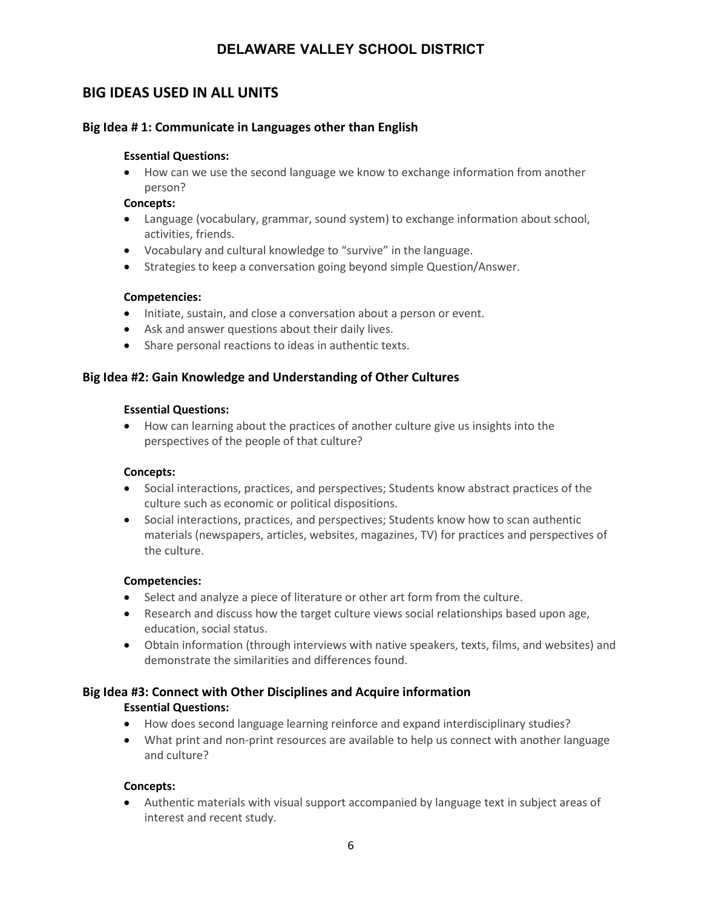## BIG IDEAS USED IN ALL UNITS

### Big Idea # 1: Communicate in Languages other than English

**Essential Questions:**

- How can we use the second language we know to exchange information from another person?

**Concepts:**

- Language (vocabulary, grammar, sound system) to exchange information about school, activities, friends.
- Vocabulary and cultural knowledge to "survive" in the language.
- Strategies to keep a conversation going beyond simple Question/Answer.

**Competencies:**

- Initiate, sustain, and close a conversation about a person or event.
- Ask and answer questions about their daily lives.
- Share personal reactions to ideas in authentic texts.

### Big Idea #2: Gain Knowledge and Understanding of Other Cultures

**Essential Questions:**

- How can learning about the practices of another culture give us insights into the perspectives of the people of that culture?

**Concepts:**

- Social interactions, practices, and perspectives; Students know abstract practices of the culture such as economic or political dispositions.
- Social interactions, practices, and perspectives; Students know how to scan authentic materials (newspapers, articles, websites, magazines, TV) for practices and perspectives of the culture.

**Competencies:**

- Select and analyze a piece of literature or other art form from the culture.
- Research and discuss how the target culture views social relationships based upon age, education, social status.
- Obtain information (through interviews with native speakers, texts, films, and websites) and demonstrate the similarities and differences found.

### Big Idea #3: Connect with Other Disciplines and Acquire information

**Essential Questions:**

- How does second language learning reinforce and expand interdisciplinary studies?
- What print and non-print resources are available to help us connect with another language and culture?

**Concepts:**

- Authentic materials with visual support accompanied by language text in subject areas of interest and recent study.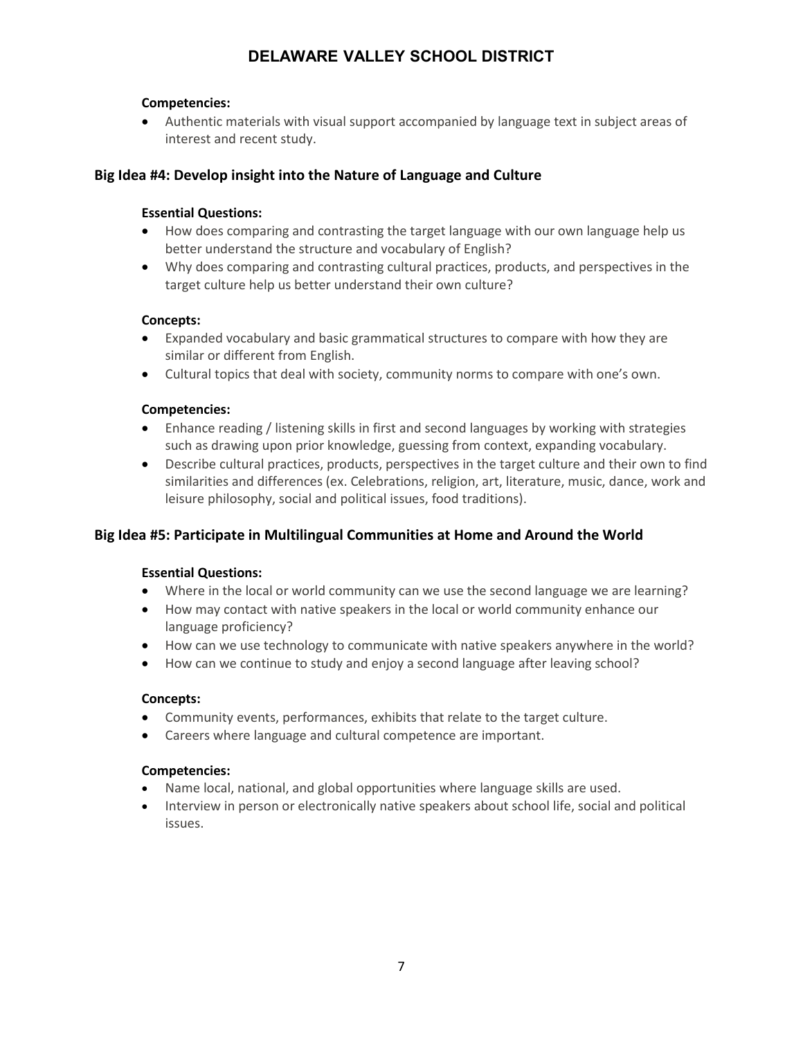**Competencies:**

- Authentic materials with visual support accompanied by language text in subject areas of interest and recent study.

### Big Idea #4: Develop insight into the Nature of Language and Culture

**Essential Questions:**

- How does comparing and contrasting the target language with our own language help us better understand the structure and vocabulary of English?
- Why does comparing and contrasting cultural practices, products, and perspectives in the target culture help us better understand their own culture?

**Concepts:**

- Expanded vocabulary and basic grammatical structures to compare with how they are similar or different from English.
- Cultural topics that deal with society, community norms to compare with one's own.

**Competencies:**

- Enhance reading / listening skills in first and second languages by working with strategies such as drawing upon prior knowledge, guessing from context, expanding vocabulary.
- Describe cultural practices, products, perspectives in the target culture and their own to find similarities and differences (ex. Celebrations, religion, art, literature, music, dance, work and leisure philosophy, social and political issues, food traditions).

### Big Idea #5: Participate in Multilingual Communities at Home and Around the World

**Essential Questions:**

- Where in the local or world community can we use the second language we are learning?
- How may contact with native speakers in the local or world community enhance our language proficiency?
- How can we use technology to communicate with native speakers anywhere in the world?
- How can we continue to study and enjoy a second language after leaving school?

**Concepts:**

- Community events, performances, exhibits that relate to the target culture.
- Careers where language and cultural competence are important.

**Competencies:**

- Name local, national, and global opportunities where language skills are used.
- Interview in person or electronically native speakers about school life, social and political issues.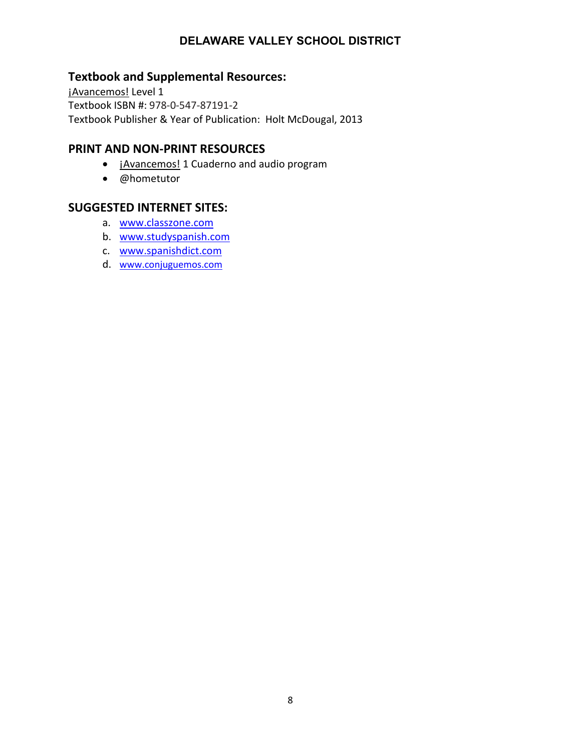## Textbook and Supplemental Resources:

¡Avancemos! Level 1
Textbook ISBN #: 978-0-547-87191-2
Textbook Publisher & Year of Publication: Holt McDougal, 2013

## PRINT AND NON-PRINT RESOURCES

- ¡Avancemos! 1 Cuaderno and audio program
- @hometutor

## SUGGESTED INTERNET SITES:

a. www.classzone.com
b. www.studyspanish.com
c. www.spanishdict.com
d. www.conjuguemos.com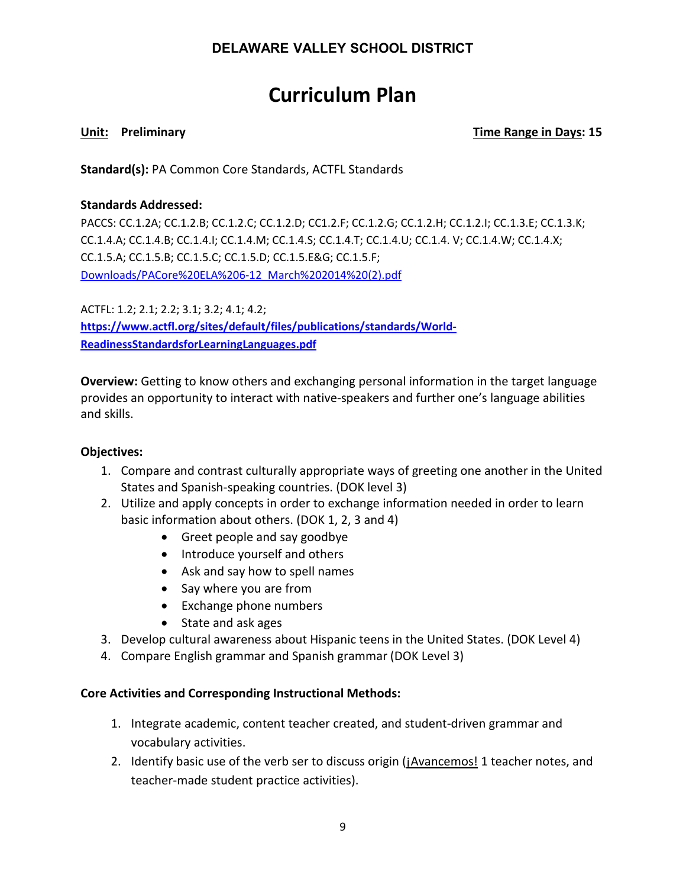DELAWARE VALLEY SCHOOL DISTRICT

# Curriculum Plan

**Unit: Preliminary** **Time Range in Days: 15**

**Standard(s):** PA Common Core Standards, ACTFL Standards

**Standards Addressed:**

PACCS: CC.1.2A; CC.1.2.B; CC.1.2.C; CC.1.2.D; CC1.2.F; CC.1.2.G; CC.1.2.H; CC.1.2.I; CC.1.3.E; CC.1.3.K; CC.1.4.A; CC.1.4.B; CC.1.4.I; CC.1.4.M; CC.1.4.S; CC.1.4.T; CC.1.4.U; CC.1.4. V; CC.1.4.W; CC.1.4.X; CC.1.5.A; CC.1.5.B; CC.1.5.C; CC.1.5.D; CC.1.5.E&G; CC.1.5.F;
Downloads/PACore%20ELA%206-12_March%202014%20(2).pdf

ACTFL: 1.2; 2.1; 2.2; 3.1; 3.2; 4.1; 4.2;
**https://www.actfl.org/sites/default/files/publications/standards/World-ReadinessStandardsforLearningLanguages.pdf**

**Overview:** Getting to know others and exchanging personal information in the target language provides an opportunity to interact with native-speakers and further one's language abilities and skills.

**Objectives:**

1. Compare and contrast culturally appropriate ways of greeting one another in the United States and Spanish-speaking countries. (DOK level 3)
2. Utilize and apply concepts in order to exchange information needed in order to learn basic information about others. (DOK 1, 2, 3 and 4)
   - Greet people and say goodbye
   - Introduce yourself and others
   - Ask and say how to spell names
   - Say where you are from
   - Exchange phone numbers
   - State and ask ages
3. Develop cultural awareness about Hispanic teens in the United States. (DOK Level 4)
4. Compare English grammar and Spanish grammar (DOK Level 3)

**Core Activities and Corresponding Instructional Methods:**

1. Integrate academic, content teacher created, and student-driven grammar and vocabulary activities.
2. Identify basic use of the verb ser to discuss origin (¡Avancemos! 1 teacher notes, and teacher-made student practice activities).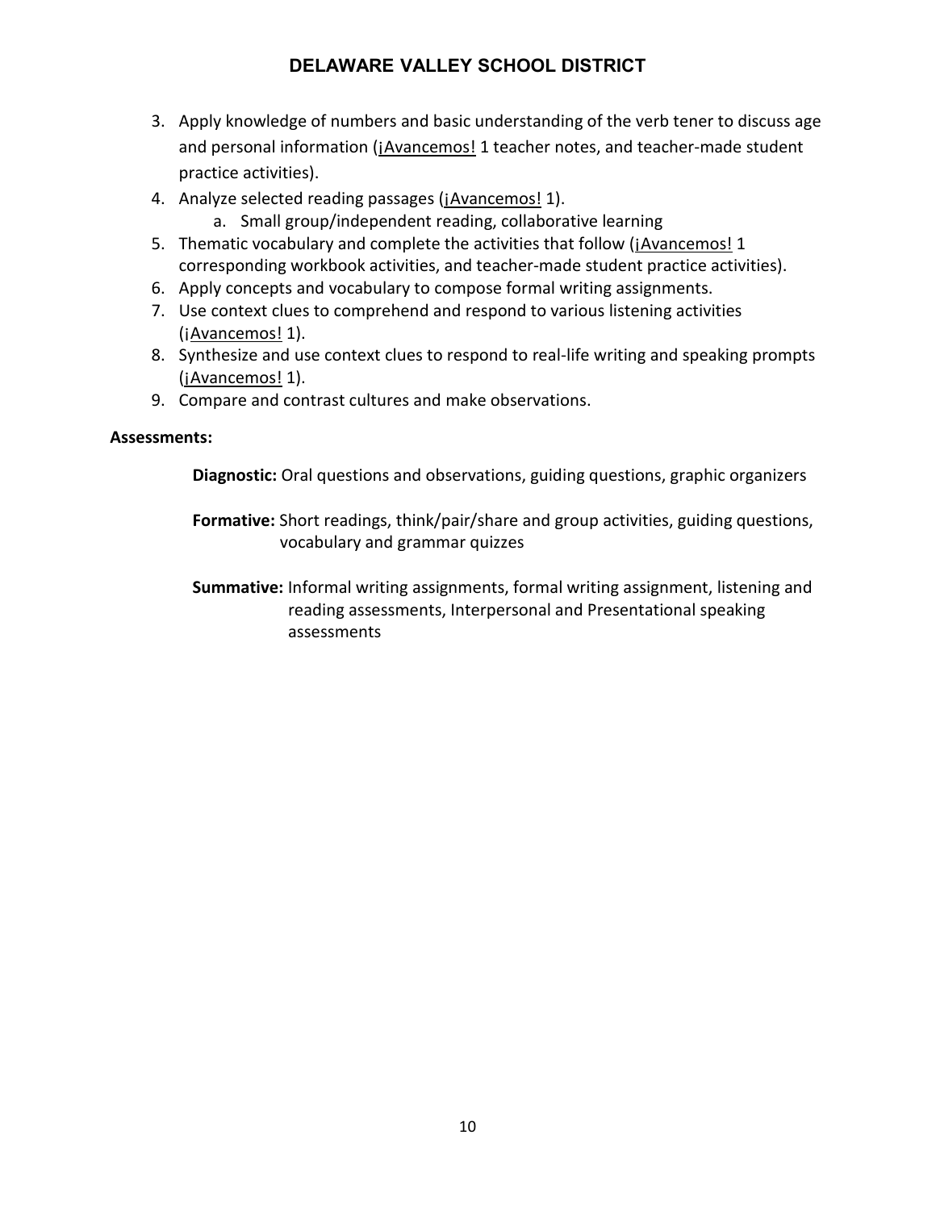3. Apply knowledge of numbers and basic understanding of the verb tener to discuss age and personal information (¡Avancemos! 1 teacher notes, and teacher-made student practice activities).
4. Analyze selected reading passages (¡Avancemos! 1).
    a. Small group/independent reading, collaborative learning
5. Thematic vocabulary and complete the activities that follow (¡Avancemos! 1 corresponding workbook activities, and teacher-made student practice activities).
6. Apply concepts and vocabulary to compose formal writing assignments.
7. Use context clues to comprehend and respond to various listening activities (¡Avancemos! 1).
8. Synthesize and use context clues to respond to real-life writing and speaking prompts (¡Avancemos! 1).
9. Compare and contrast cultures and make observations.

**Assessments:**

**Diagnostic:** Oral questions and observations, guiding questions, graphic organizers

**Formative:** Short readings, think/pair/share and group activities, guiding questions, vocabulary and grammar quizzes

**Summative:** Informal writing assignments, formal writing assignment, listening and reading assessments, Interpersonal and Presentational speaking assessments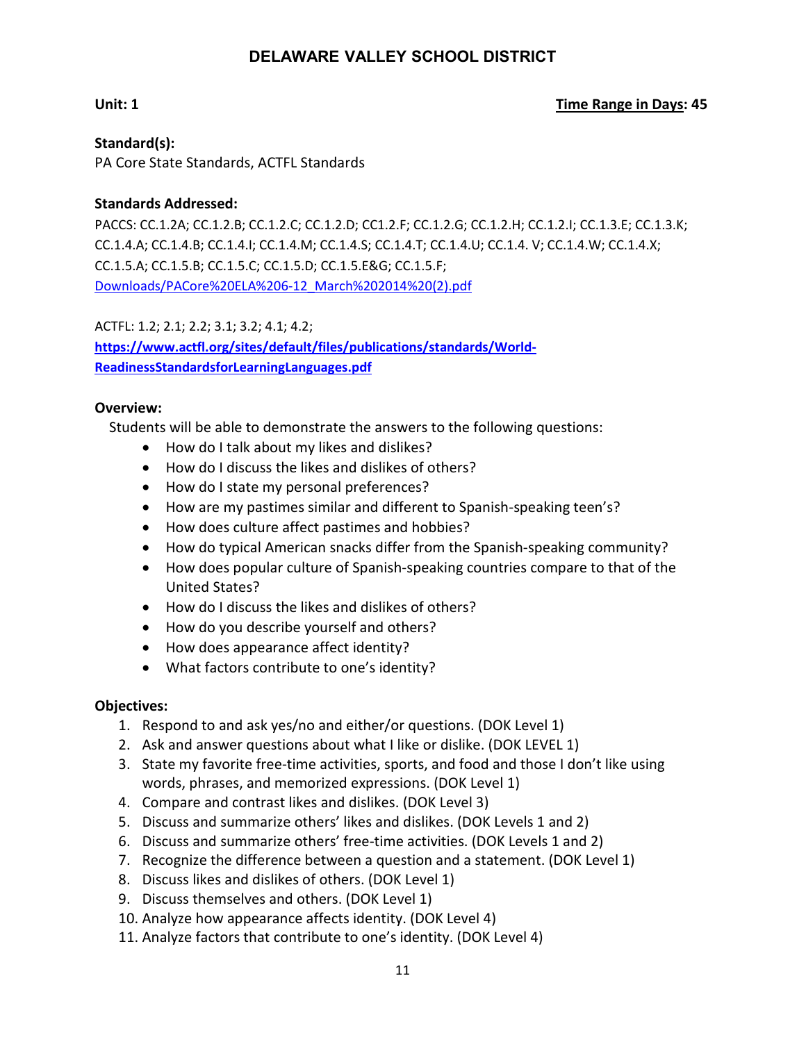# DELAWARE VALLEY SCHOOL DISTRICT

**Unit: 1** **Time Range in Days: 45**

**Standard(s):**
PA Core State Standards, ACTFL Standards

**Standards Addressed:**
PACCS: CC.1.2A; CC.1.2.B; CC.1.2.C; CC.1.2.D; CC1.2.F; CC.1.2.G; CC.1.2.H; CC.1.2.I; CC.1.3.E; CC.1.3.K; CC.1.4.A; CC.1.4.B; CC.1.4.I; CC.1.4.M; CC.1.4.S; CC.1.4.T; CC.1.4.U; CC.1.4. V; CC.1.4.W; CC.1.4.X; CC.1.5.A; CC.1.5.B; CC.1.5.C; CC.1.5.D; CC.1.5.E&G; CC.1.5.F;
Downloads/PACore%20ELA%206-12_March%202014%20(2).pdf

ACTFL: 1.2; 2.1; 2.2; 3.1; 3.2; 4.1; 4.2;
**https://www.actfl.org/sites/default/files/publications/standards/World-ReadinessStandardsforLearningLanguages.pdf**

**Overview:**
Students will be able to demonstrate the answers to the following questions:

- How do I talk about my likes and dislikes?
- How do I discuss the likes and dislikes of others?
- How do I state my personal preferences?
- How are my pastimes similar and different to Spanish-speaking teen's?
- How does culture affect pastimes and hobbies?
- How do typical American snacks differ from the Spanish-speaking community?
- How does popular culture of Spanish-speaking countries compare to that of the United States?
- How do I discuss the likes and dislikes of others?
- How do you describe yourself and others?
- How does appearance affect identity?
- What factors contribute to one's identity?

**Objectives:**

1. Respond to and ask yes/no and either/or questions. (DOK Level 1)
2. Ask and answer questions about what I like or dislike. (DOK LEVEL 1)
3. State my favorite free-time activities, sports, and food and those I don't like using words, phrases, and memorized expressions. (DOK Level 1)
4. Compare and contrast likes and dislikes. (DOK Level 3)
5. Discuss and summarize others' likes and dislikes. (DOK Levels 1 and 2)
6. Discuss and summarize others' free-time activities. (DOK Levels 1 and 2)
7. Recognize the difference between a question and a statement. (DOK Level 1)
8. Discuss likes and dislikes of others. (DOK Level 1)
9. Discuss themselves and others. (DOK Level 1)
10. Analyze how appearance affects identity. (DOK Level 4)
11. Analyze factors that contribute to one's identity. (DOK Level 4)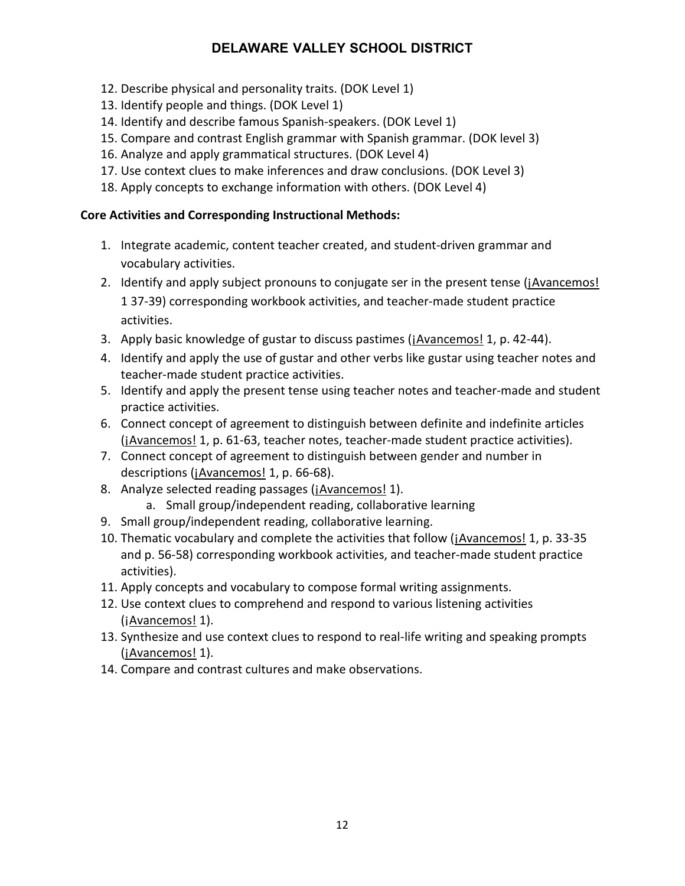12. Describe physical and personality traits. (DOK Level 1)
13. Identify people and things. (DOK Level 1)
14. Identify and describe famous Spanish-speakers. (DOK Level 1)
15. Compare and contrast English grammar with Spanish grammar. (DOK level 3)
16. Analyze and apply grammatical structures. (DOK Level 4)
17. Use context clues to make inferences and draw conclusions. (DOK Level 3)
18. Apply concepts to exchange information with others. (DOK Level 4)

**Core Activities and Corresponding Instructional Methods:**

1. Integrate academic, content teacher created, and student-driven grammar and vocabulary activities.
2. Identify and apply subject pronouns to conjugate ser in the present tense (¡Avancemos! 1 37-39) corresponding workbook activities, and teacher-made student practice activities.
3. Apply basic knowledge of gustar to discuss pastimes (¡Avancemos! 1, p. 42-44).
4. Identify and apply the use of gustar and other verbs like gustar using teacher notes and teacher-made student practice activities.
5. Identify and apply the present tense using teacher notes and teacher-made and student practice activities.
6. Connect concept of agreement to distinguish between definite and indefinite articles (¡Avancemos! 1, p. 61-63, teacher notes, teacher-made student practice activities).
7. Connect concept of agreement to distinguish between gender and number in descriptions (¡Avancemos! 1, p. 66-68).
8. Analyze selected reading passages (¡Avancemos! 1).
    a. Small group/independent reading, collaborative learning
9. Small group/independent reading, collaborative learning.
10. Thematic vocabulary and complete the activities that follow (¡Avancemos! 1, p. 33-35 and p. 56-58) corresponding workbook activities, and teacher-made student practice activities).
11. Apply concepts and vocabulary to compose formal writing assignments.
12. Use context clues to comprehend and respond to various listening activities (¡Avancemos! 1).
13. Synthesize and use context clues to respond to real-life writing and speaking prompts (¡Avancemos! 1).
14. Compare and contrast cultures and make observations.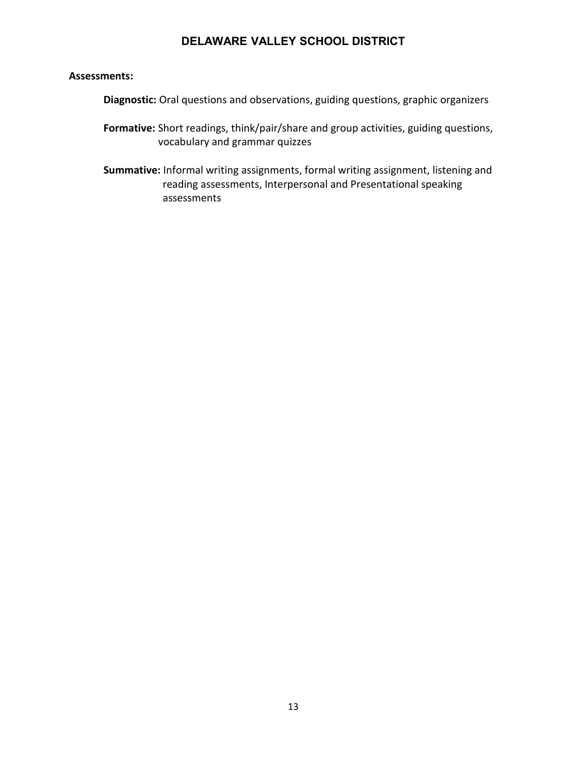**Assessments:**

**Diagnostic:** Oral questions and observations, guiding questions, graphic organizers

**Formative:** Short readings, think/pair/share and group activities, guiding questions, vocabulary and grammar quizzes

**Summative:** Informal writing assignments, formal writing assignment, listening and reading assessments, Interpersonal and Presentational speaking assessments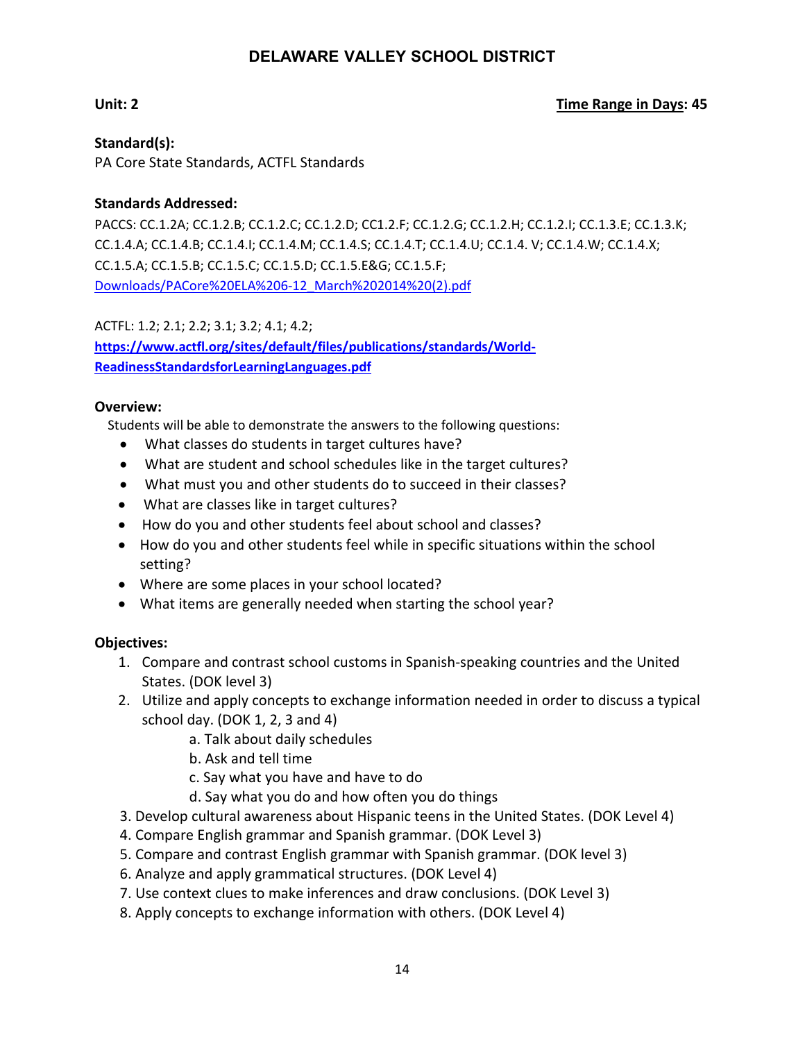# DELAWARE VALLEY SCHOOL DISTRICT

**Unit: 2** **Time Range in Days: 45**

**Standard(s):**
PA Core State Standards, ACTFL Standards

**Standards Addressed:**
PACCS: CC.1.2A; CC.1.2.B; CC.1.2.C; CC.1.2.D; CC1.2.F; CC.1.2.G; CC.1.2.H; CC.1.2.I; CC.1.3.E; CC.1.3.K; CC.1.4.A; CC.1.4.B; CC.1.4.I; CC.1.4.M; CC.1.4.S; CC.1.4.T; CC.1.4.U; CC.1.4. V; CC.1.4.W; CC.1.4.X; CC.1.5.A; CC.1.5.B; CC.1.5.C; CC.1.5.D; CC.1.5.E&G; CC.1.5.F;
Downloads/PACore%20ELA%206-12_March%202014%20(2).pdf

ACTFL: 1.2; 2.1; 2.2; 3.1; 3.2; 4.1; 4.2;
**https://www.actfl.org/sites/default/files/publications/standards/World-ReadinessStandardsforLearningLanguages.pdf**

**Overview:**
Students will be able to demonstrate the answers to the following questions:

- What classes do students in target cultures have?
- What are student and school schedules like in the target cultures?
- What must you and other students do to succeed in their classes?
- What are classes like in target cultures?
- How do you and other students feel about school and classes?
- How do you and other students feel while in specific situations within the school setting?
- Where are some places in your school located?
- What items are generally needed when starting the school year?

**Objectives:**

1. Compare and contrast school customs in Spanish-speaking countries and the United States. (DOK level 3)
2. Utilize and apply concepts to exchange information needed in order to discuss a typical school day. (DOK 1, 2, 3 and 4)
   a. Talk about daily schedules
   b. Ask and tell time
   c. Say what you have and have to do
   d. Say what you do and how often you do things
3. Develop cultural awareness about Hispanic teens in the United States. (DOK Level 4)
4. Compare English grammar and Spanish grammar. (DOK Level 3)
5. Compare and contrast English grammar with Spanish grammar. (DOK level 3)
6. Analyze and apply grammatical structures. (DOK Level 4)
7. Use context clues to make inferences and draw conclusions. (DOK Level 3)
8. Apply concepts to exchange information with others. (DOK Level 4)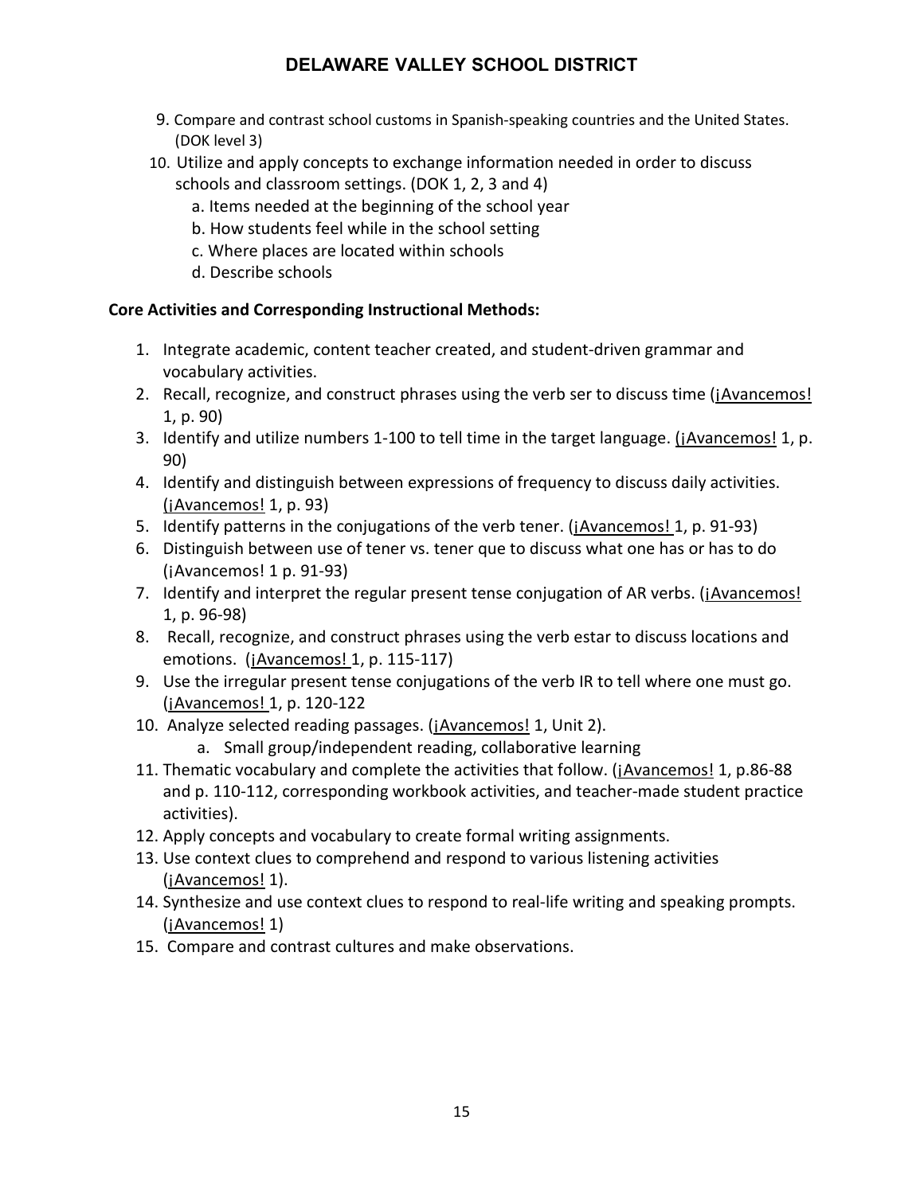9. Compare and contrast school customs in Spanish-speaking countries and the United States. (DOK level 3)
10. Utilize and apply concepts to exchange information needed in order to discuss schools and classroom settings. (DOK 1, 2, 3 and 4)
    a. Items needed at the beginning of the school year
    b. How students feel while in the school setting
    c. Where places are located within schools
    d. Describe schools

**Core Activities and Corresponding Instructional Methods:**

1. Integrate academic, content teacher created, and student-driven grammar and vocabulary activities.
2. Recall, recognize, and construct phrases using the verb ser to discuss time (¡Avancemos! 1, p. 90)
3. Identify and utilize numbers 1-100 to tell time in the target language. (¡Avancemos! 1, p. 90)
4. Identify and distinguish between expressions of frequency to discuss daily activities. (¡Avancemos! 1, p. 93)
5. Identify patterns in the conjugations of the verb tener. (¡Avancemos! 1, p. 91-93)
6. Distinguish between use of tener vs. tener que to discuss what one has or has to do (¡Avancemos! 1 p. 91-93)
7. Identify and interpret the regular present tense conjugation of AR verbs. (¡Avancemos! 1, p. 96-98)
8. Recall, recognize, and construct phrases using the verb estar to discuss locations and emotions. (¡Avancemos! 1, p. 115-117)
9. Use the irregular present tense conjugations of the verb IR to tell where one must go. (¡Avancemos! 1, p. 120-122
10. Analyze selected reading passages. (¡Avancemos! 1, Unit 2).
    a. Small group/independent reading, collaborative learning
11. Thematic vocabulary and complete the activities that follow. (¡Avancemos! 1, p.86-88 and p. 110-112, corresponding workbook activities, and teacher-made student practice activities).
12. Apply concepts and vocabulary to create formal writing assignments.
13. Use context clues to comprehend and respond to various listening activities (¡Avancemos! 1).
14. Synthesize and use context clues to respond to real-life writing and speaking prompts. (¡Avancemos! 1)
15. Compare and contrast cultures and make observations.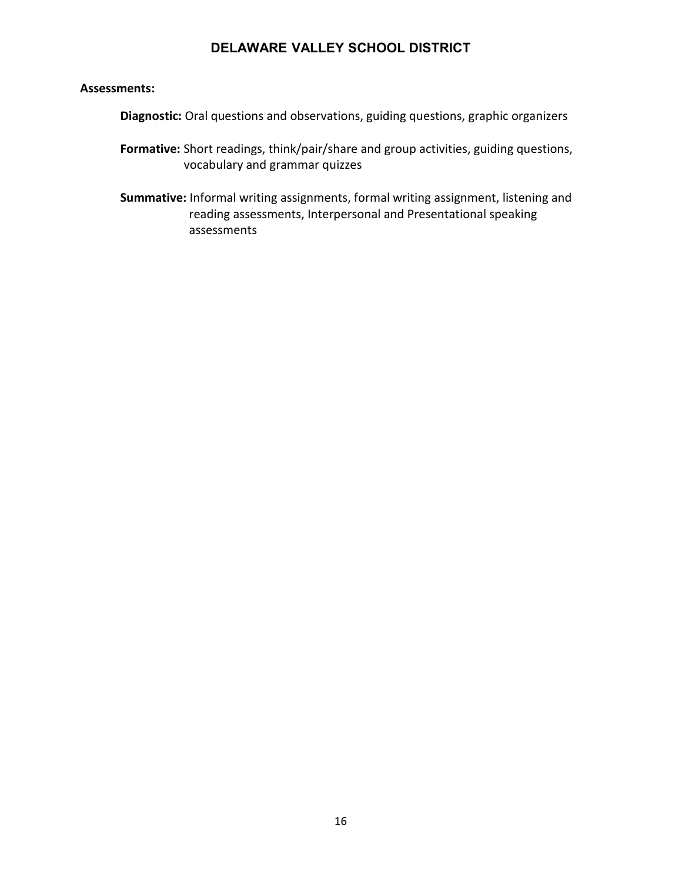**Assessments:**

**Diagnostic:** Oral questions and observations, guiding questions, graphic organizers

**Formative:** Short readings, think/pair/share and group activities, guiding questions, vocabulary and grammar quizzes

**Summative:** Informal writing assignments, formal writing assignment, listening and reading assessments, Interpersonal and Presentational speaking assessments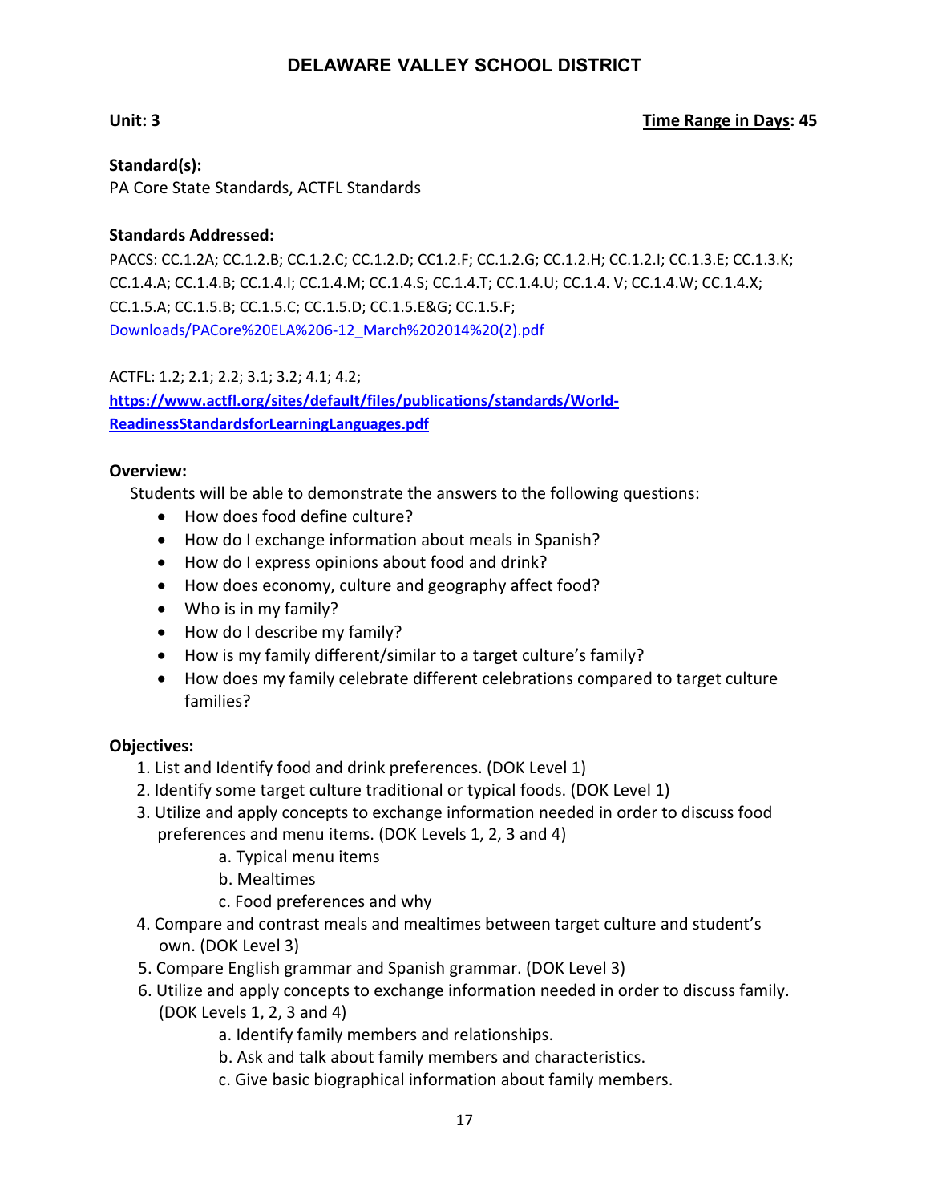# DELAWARE VALLEY SCHOOL DISTRICT

**Unit: 3** **Time Range in Days: 45**

**Standard(s):**
PA Core State Standards, ACTFL Standards

**Standards Addressed:**
PACCS: CC.1.2A; CC.1.2.B; CC.1.2.C; CC.1.2.D; CC1.2.F; CC.1.2.G; CC.1.2.H; CC.1.2.I; CC.1.3.E; CC.1.3.K; CC.1.4.A; CC.1.4.B; CC.1.4.I; CC.1.4.M; CC.1.4.S; CC.1.4.T; CC.1.4.U; CC.1.4. V; CC.1.4.W; CC.1.4.X; CC.1.5.A; CC.1.5.B; CC.1.5.C; CC.1.5.D; CC.1.5.E&G; CC.1.5.F;
Downloads/PACore%20ELA%206-12_March%202014%20(2).pdf

ACTFL: 1.2; 2.1; 2.2; 3.1; 3.2; 4.1; 4.2;
**https://www.actfl.org/sites/default/files/publications/standards/World-ReadinessStandardsforLearningLanguages.pdf**

**Overview:**
Students will be able to demonstrate the answers to the following questions:

- How does food define culture?
- How do I exchange information about meals in Spanish?
- How do I express opinions about food and drink?
- How does economy, culture and geography affect food?
- Who is in my family?
- How do I describe my family?
- How is my family different/similar to a target culture's family?
- How does my family celebrate different celebrations compared to target culture families?

**Objectives:**

1. List and Identify food and drink preferences. (DOK Level 1)
2. Identify some target culture traditional or typical foods. (DOK Level 1)
3. Utilize and apply concepts to exchange information needed in order to discuss food preferences and menu items. (DOK Levels 1, 2, 3 and 4)
   a. Typical menu items
   b. Mealtimes
   c. Food preferences and why
4. Compare and contrast meals and mealtimes between target culture and student's own. (DOK Level 3)
5. Compare English grammar and Spanish grammar. (DOK Level 3)
6. Utilize and apply concepts to exchange information needed in order to discuss family. (DOK Levels 1, 2, 3 and 4)
   a. Identify family members and relationships.
   b. Ask and talk about family members and characteristics.
   c. Give basic biographical information about family members.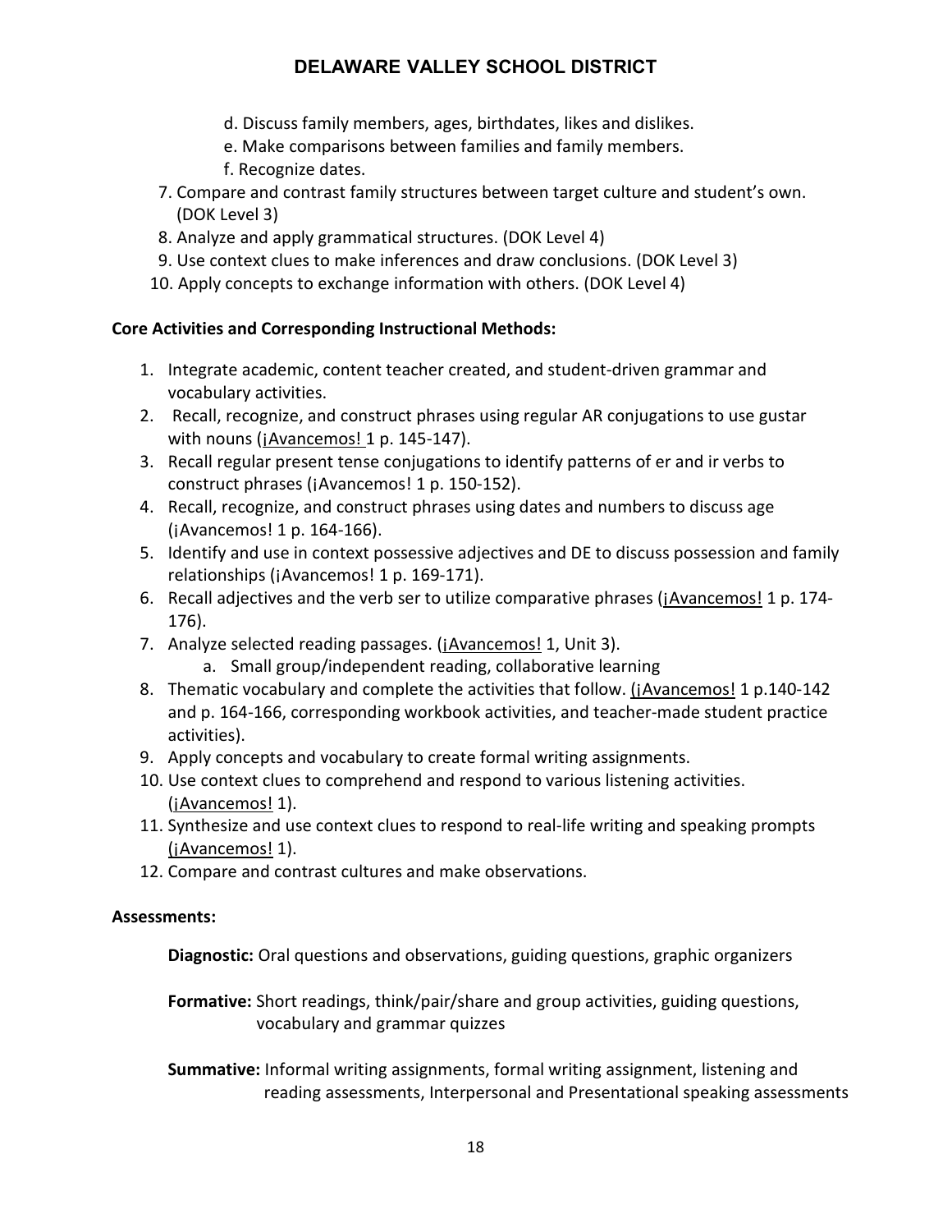d. Discuss family members, ages, birthdates, likes and dislikes.
e. Make comparisons between families and family members.
f. Recognize dates.

7. Compare and contrast family structures between target culture and student's own. (DOK Level 3)
8. Analyze and apply grammatical structures. (DOK Level 4)
9. Use context clues to make inferences and draw conclusions. (DOK Level 3)
10. Apply concepts to exchange information with others. (DOK Level 4)

**Core Activities and Corresponding Instructional Methods:**

1. Integrate academic, content teacher created, and student-driven grammar and vocabulary activities.
2. Recall, recognize, and construct phrases using regular AR conjugations to use gustar with nouns (¡Avancemos! 1 p. 145-147).
3. Recall regular present tense conjugations to identify patterns of er and ir verbs to construct phrases (¡Avancemos! 1 p. 150-152).
4. Recall, recognize, and construct phrases using dates and numbers to discuss age (¡Avancemos! 1 p. 164-166).
5. Identify and use in context possessive adjectives and DE to discuss possession and family relationships (¡Avancemos! 1 p. 169-171).
6. Recall adjectives and the verb ser to utilize comparative phrases (¡Avancemos! 1 p. 174-176).
7. Analyze selected reading passages. (¡Avancemos! 1, Unit 3).
   a. Small group/independent reading, collaborative learning
8. Thematic vocabulary and complete the activities that follow. (¡Avancemos! 1 p.140-142 and p. 164-166, corresponding workbook activities, and teacher-made student practice activities).
9. Apply concepts and vocabulary to create formal writing assignments.
10. Use context clues to comprehend and respond to various listening activities. (¡Avancemos! 1).
11. Synthesize and use context clues to respond to real-life writing and speaking prompts (¡Avancemos! 1).
12. Compare and contrast cultures and make observations.

**Assessments:**

**Diagnostic:** Oral questions and observations, guiding questions, graphic organizers

**Formative:** Short readings, think/pair/share and group activities, guiding questions, vocabulary and grammar quizzes

**Summative:** Informal writing assignments, formal writing assignment, listening and reading assessments, Interpersonal and Presentational speaking assessments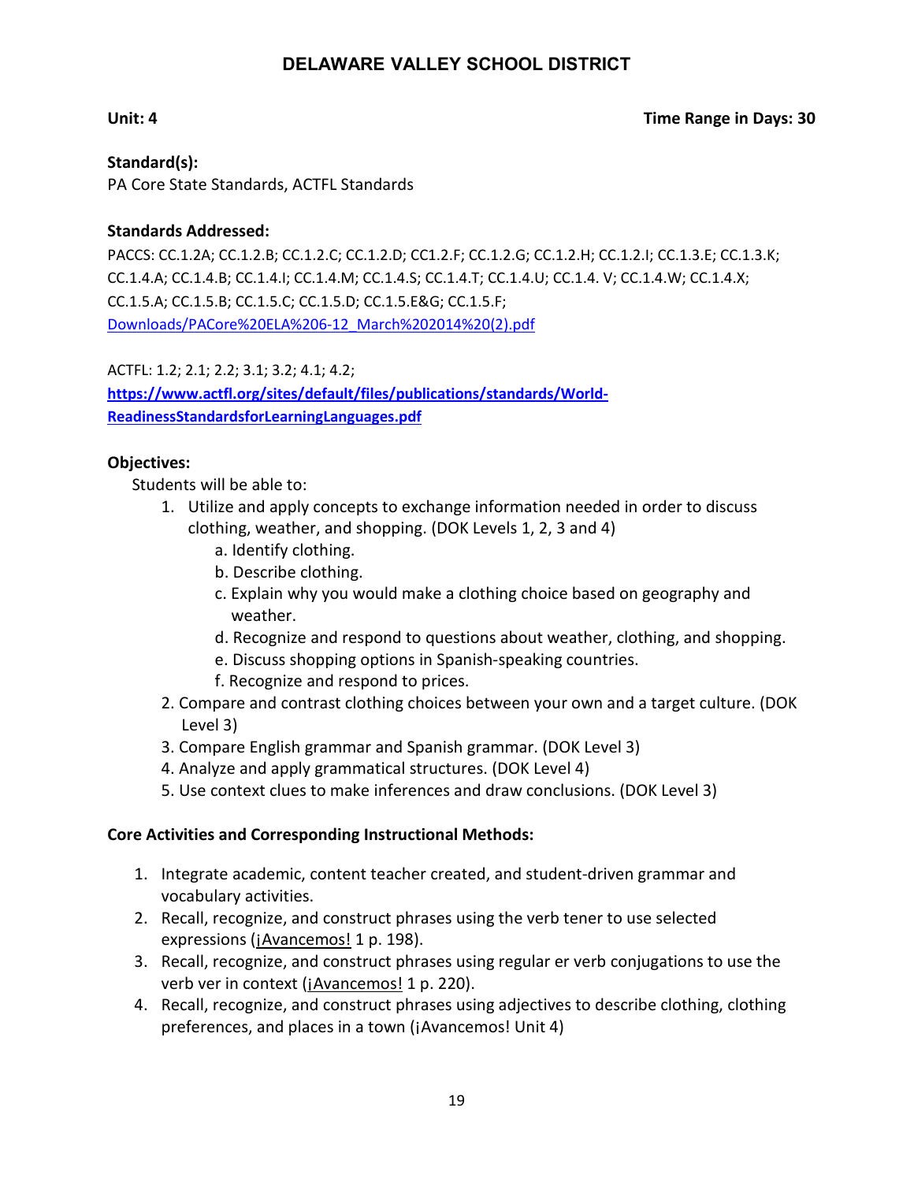# DELAWARE VALLEY SCHOOL DISTRICT

**Unit: 4** **Time Range in Days: 30**

**Standard(s):**
PA Core State Standards, ACTFL Standards

**Standards Addressed:**
PACCS: CC.1.2A; CC.1.2.B; CC.1.2.C; CC.1.2.D; CC1.2.F; CC.1.2.G; CC.1.2.H; CC.1.2.I; CC.1.3.E; CC.1.3.K; CC.1.4.A; CC.1.4.B; CC.1.4.I; CC.1.4.M; CC.1.4.S; CC.1.4.T; CC.1.4.U; CC.1.4. V; CC.1.4.W; CC.1.4.X; CC.1.5.A; CC.1.5.B; CC.1.5.C; CC.1.5.D; CC.1.5.E&G; CC.1.5.F;
Downloads/PACore%20ELA%206-12_March%202014%20(2).pdf

ACTFL: 1.2; 2.1; 2.2; 3.1; 3.2; 4.1; 4.2;
**https://www.actfl.org/sites/default/files/publications/standards/World-ReadinessStandardsforLearningLanguages.pdf**

**Objectives:**

Students will be able to:

1. Utilize and apply concepts to exchange information needed in order to discuss clothing, weather, and shopping. (DOK Levels 1, 2, 3 and 4)
   a. Identify clothing.
   b. Describe clothing.
   c. Explain why you would make a clothing choice based on geography and weather.
   d. Recognize and respond to questions about weather, clothing, and shopping.
   e. Discuss shopping options in Spanish-speaking countries.
   f. Recognize and respond to prices.
2. Compare and contrast clothing choices between your own and a target culture. (DOK Level 3)
3. Compare English grammar and Spanish grammar. (DOK Level 3)
4. Analyze and apply grammatical structures. (DOK Level 4)
5. Use context clues to make inferences and draw conclusions. (DOK Level 3)

**Core Activities and Corresponding Instructional Methods:**

1. Integrate academic, content teacher created, and student-driven grammar and vocabulary activities.
2. Recall, recognize, and construct phrases using the verb tener to use selected expressions (¡Avancemos! 1 p. 198).
3. Recall, recognize, and construct phrases using regular er verb conjugations to use the verb ver in context (¡Avancemos! 1 p. 220).
4. Recall, recognize, and construct phrases using adjectives to describe clothing, clothing preferences, and places in a town (¡Avancemos! Unit 4)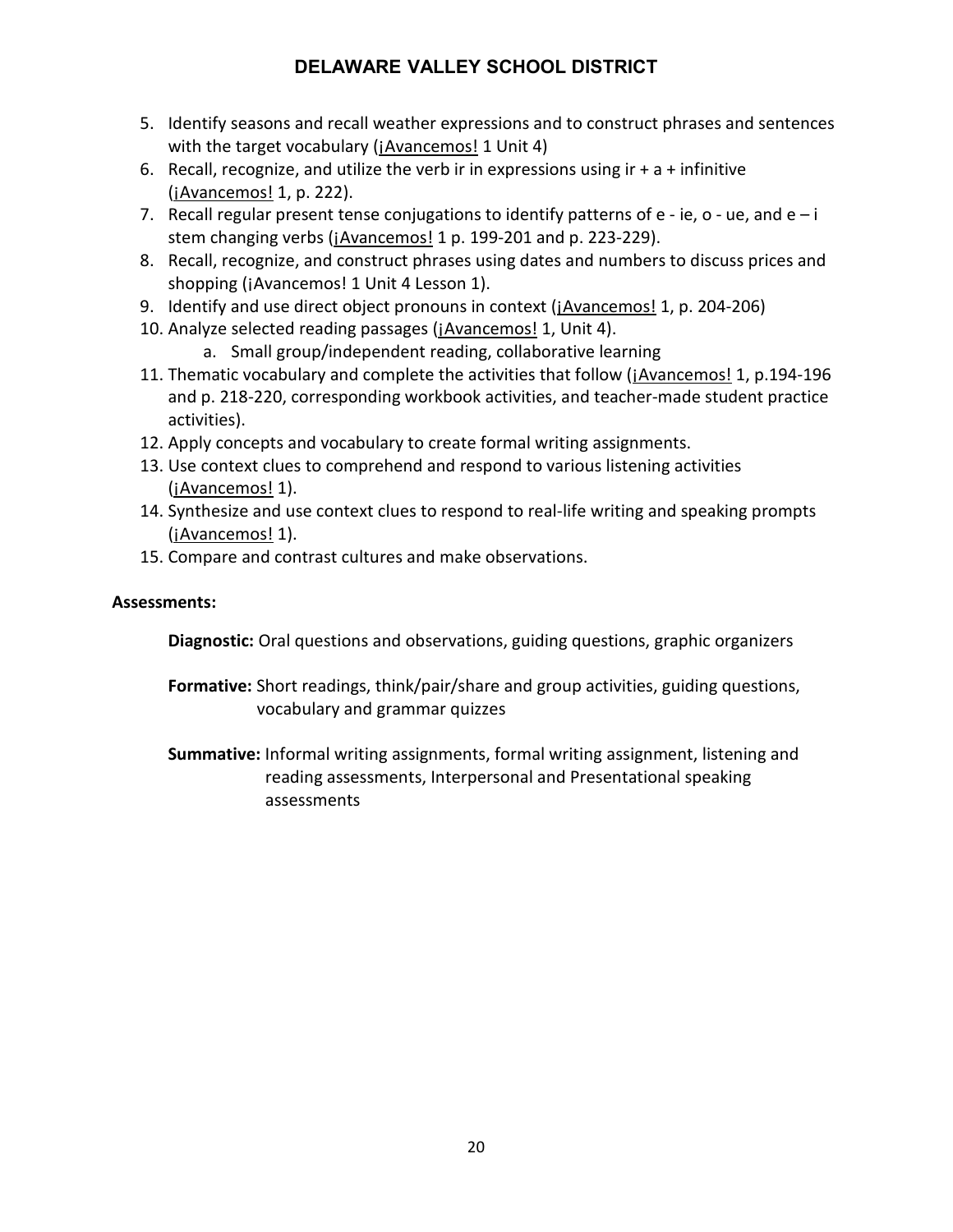5. Identify seasons and recall weather expressions and to construct phrases and sentences with the target vocabulary (¡Avancemos! 1 Unit 4)
6. Recall, recognize, and utilize the verb ir in expressions using ir + a + infinitive (¡Avancemos! 1, p. 222).
7. Recall regular present tense conjugations to identify patterns of e - ie, o - ue, and e – i stem changing verbs (¡Avancemos! 1 p. 199-201 and p. 223-229).
8. Recall, recognize, and construct phrases using dates and numbers to discuss prices and shopping (¡Avancemos! 1 Unit 4 Lesson 1).
9. Identify and use direct object pronouns in context (¡Avancemos! 1, p. 204-206)
10. Analyze selected reading passages (¡Avancemos! 1, Unit 4).
    a. Small group/independent reading, collaborative learning
11. Thematic vocabulary and complete the activities that follow (¡Avancemos! 1, p.194-196 and p. 218-220, corresponding workbook activities, and teacher-made student practice activities).
12. Apply concepts and vocabulary to create formal writing assignments.
13. Use context clues to comprehend and respond to various listening activities (¡Avancemos! 1).
14. Synthesize and use context clues to respond to real-life writing and speaking prompts (¡Avancemos! 1).
15. Compare and contrast cultures and make observations.

**Assessments:**

**Diagnostic:** Oral questions and observations, guiding questions, graphic organizers

**Formative:** Short readings, think/pair/share and group activities, guiding questions, vocabulary and grammar quizzes

**Summative:** Informal writing assignments, formal writing assignment, listening and reading assessments, Interpersonal and Presentational speaking assessments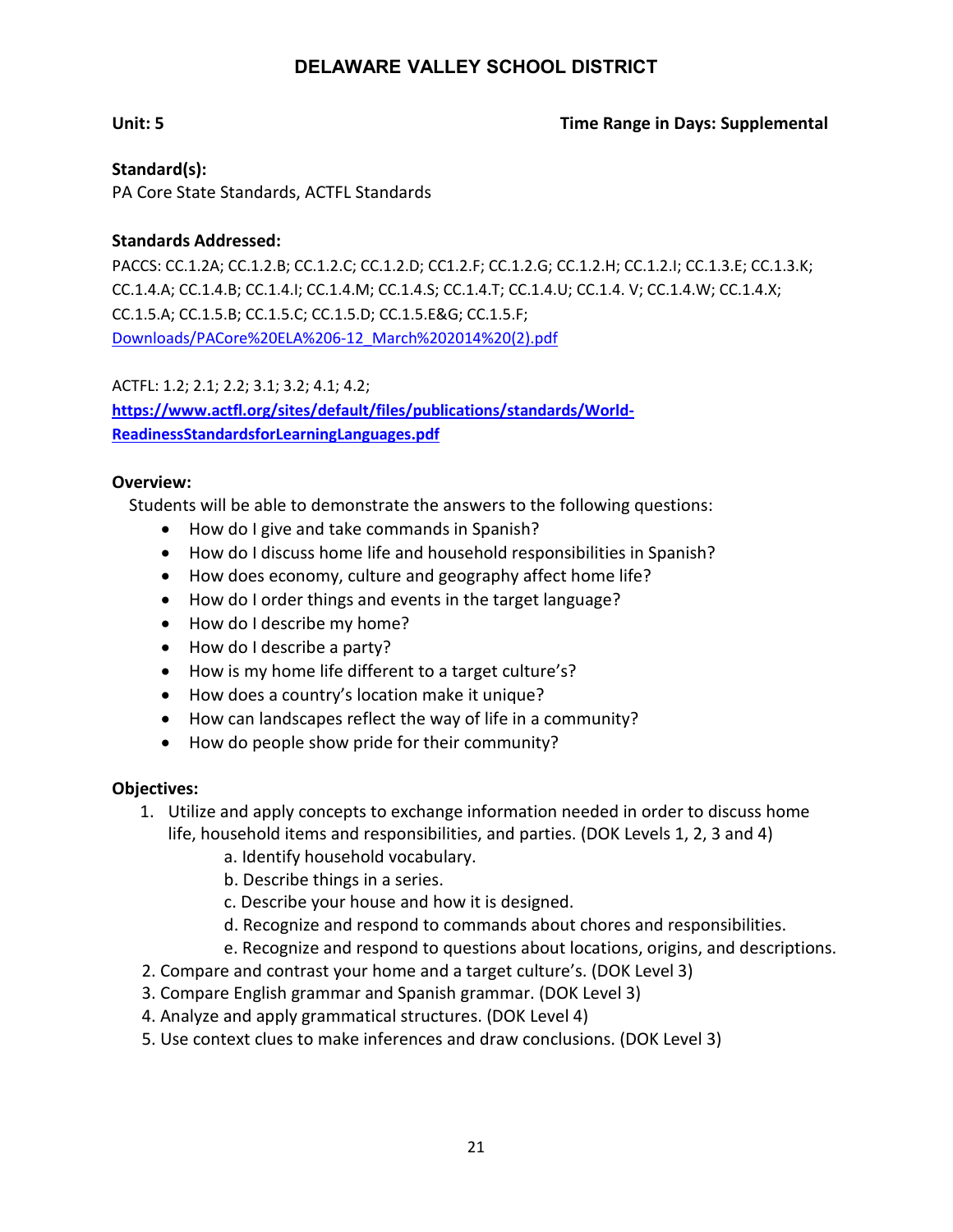# DELAWARE VALLEY SCHOOL DISTRICT

**Unit: 5** **Time Range in Days: Supplemental**

**Standard(s):**
PA Core State Standards, ACTFL Standards

**Standards Addressed:**
PACCS: CC.1.2A; CC.1.2.B; CC.1.2.C; CC.1.2.D; CC1.2.F; CC.1.2.G; CC.1.2.H; CC.1.2.I; CC.1.3.E; CC.1.3.K; CC.1.4.A; CC.1.4.B; CC.1.4.I; CC.1.4.M; CC.1.4.S; CC.1.4.T; CC.1.4.U; CC.1.4. V; CC.1.4.W; CC.1.4.X; CC.1.5.A; CC.1.5.B; CC.1.5.C; CC.1.5.D; CC.1.5.E&G; CC.1.5.F;
Downloads/PACore%20ELA%206-12_March%202014%20(2).pdf

ACTFL: 1.2; 2.1; 2.2; 3.1; 3.2; 4.1; 4.2;
**https://www.actfl.org/sites/default/files/publications/standards/World-ReadinessStandardsforLearningLanguages.pdf**

**Overview:**
Students will be able to demonstrate the answers to the following questions:

- How do I give and take commands in Spanish?
- How do I discuss home life and household responsibilities in Spanish?
- How does economy, culture and geography affect home life?
- How do I order things and events in the target language?
- How do I describe my home?
- How do I describe a party?
- How is my home life different to a target culture's?
- How does a country's location make it unique?
- How can landscapes reflect the way of life in a community?
- How do people show pride for their community?

**Objectives:**

1. Utilize and apply concepts to exchange information needed in order to discuss home life, household items and responsibilities, and parties. (DOK Levels 1, 2, 3 and 4)
   a. Identify household vocabulary.
   b. Describe things in a series.
   c. Describe your house and how it is designed.
   d. Recognize and respond to commands about chores and responsibilities.
   e. Recognize and respond to questions about locations, origins, and descriptions.
2. Compare and contrast your home and a target culture's. (DOK Level 3)
3. Compare English grammar and Spanish grammar. (DOK Level 3)
4. Analyze and apply grammatical structures. (DOK Level 4)
5. Use context clues to make inferences and draw conclusions. (DOK Level 3)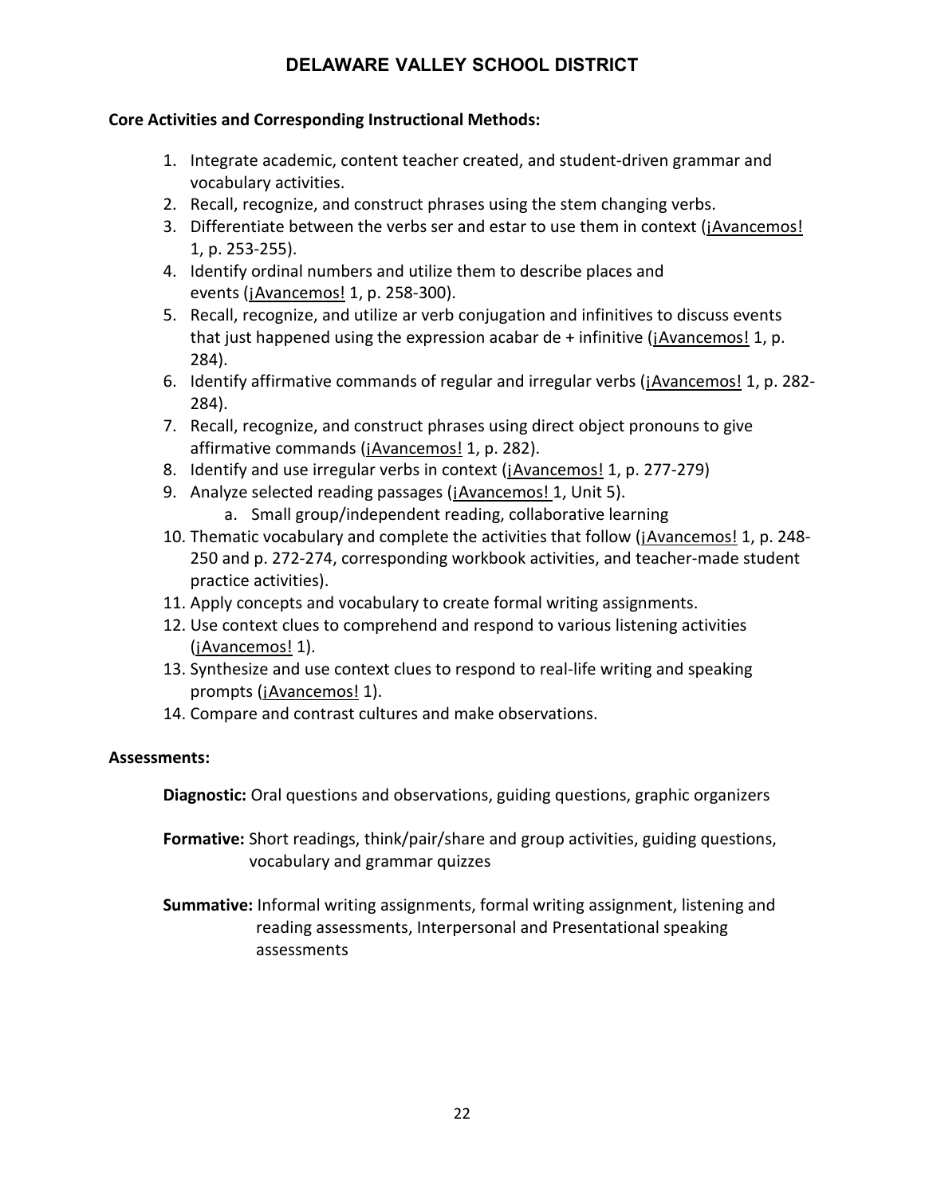**Core Activities and Corresponding Instructional Methods:**

1. Integrate academic, content teacher created, and student-driven grammar and vocabulary activities.
2. Recall, recognize, and construct phrases using the stem changing verbs.
3. Differentiate between the verbs ser and estar to use them in context (¡Avancemos! 1, p. 253-255).
4. Identify ordinal numbers and utilize them to describe places and events (¡Avancemos! 1, p. 258-300).
5. Recall, recognize, and utilize ar verb conjugation and infinitives to discuss events that just happened using the expression acabar de + infinitive (¡Avancemos! 1, p. 284).
6. Identify affirmative commands of regular and irregular verbs (¡Avancemos! 1, p. 282-284).
7. Recall, recognize, and construct phrases using direct object pronouns to give affirmative commands (¡Avancemos! 1, p. 282).
8. Identify and use irregular verbs in context (¡Avancemos! 1, p. 277-279)
9. Analyze selected reading passages (¡Avancemos! 1, Unit 5).
    a. Small group/independent reading, collaborative learning
10. Thematic vocabulary and complete the activities that follow (¡Avancemos! 1, p. 248-250 and p. 272-274, corresponding workbook activities, and teacher-made student practice activities).
11. Apply concepts and vocabulary to create formal writing assignments.
12. Use context clues to comprehend and respond to various listening activities (¡Avancemos! 1).
13. Synthesize and use context clues to respond to real-life writing and speaking prompts (¡Avancemos! 1).
14. Compare and contrast cultures and make observations.

**Assessments:**

**Diagnostic:** Oral questions and observations, guiding questions, graphic organizers

**Formative:** Short readings, think/pair/share and group activities, guiding questions, vocabulary and grammar quizzes

**Summative:** Informal writing assignments, formal writing assignment, listening and reading assessments, Interpersonal and Presentational speaking assessments